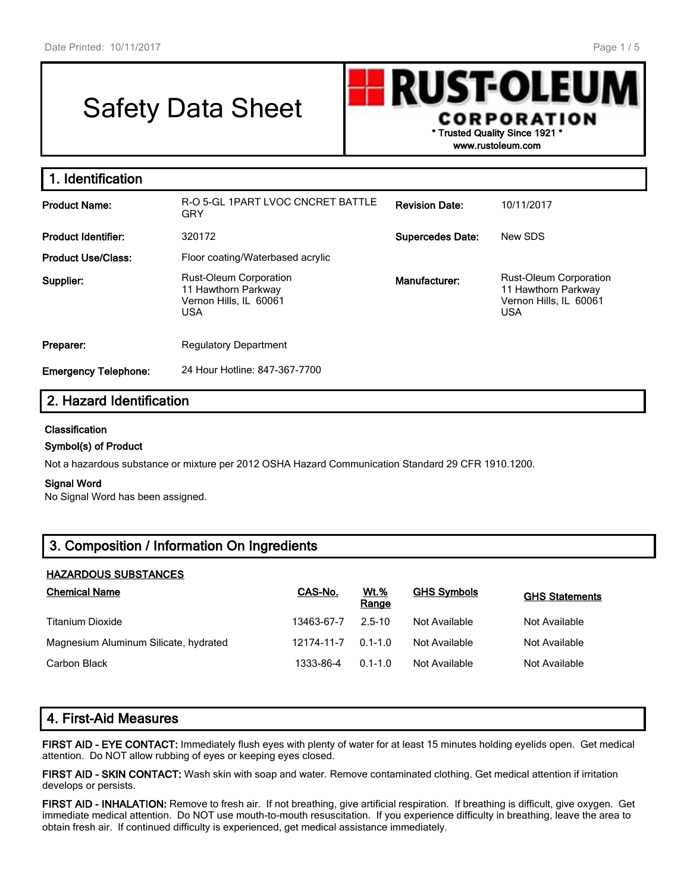# Safety Data Sheet

**RUST-OLEUM CORPORATION**
**\* Trusted Quality Since 1921 \***
**www.rustoleum.com**

## 1. Identification

| | | | |
|---|---|---|---|
| **Product Name:** | R-O 5-GL 1PART LVOC CNCRET BATTLE GRY | **Revision Date:** | 10/11/2017 |
| **Product Identifier:** | 320172 | **Supercedes Date:** | New SDS |
| **Product Use/Class:** | Floor coating/Waterbased acrylic | | |
| **Supplier:** | Rust-Oleum Corporation<br>11 Hawthorn Parkway<br>Vernon Hills, IL 60061<br>USA | **Manufacturer:** | Rust-Oleum Corporation<br>11 Hawthorn Parkway<br>Vernon Hills, IL 60061<br>USA |
| **Preparer:** | Regulatory Department | | |
| **Emergency Telephone:** | 24 Hour Hotline: 847-367-7700 | | |

## 2. Hazard Identification

**Classification**

**Symbol(s) of Product**

Not a hazardous substance or mixture per 2012 OSHA Hazard Communication Standard 29 CFR 1910.1200.

**Signal Word**

No Signal Word has been assigned.

## 3. Composition / Information On Ingredients

**HAZARDOUS SUBSTANCES**

| Chemical Name | CAS-No. | Wt.% Range | GHS Symbols | GHS Statements |
|---|---|---|---|---|
| Titanium Dioxide | 13463-67-7 | 2.5-10 | Not Available | Not Available |
| Magnesium Aluminum Silicate, hydrated | 12174-11-7 | 0.1-1.0 | Not Available | Not Available |
| Carbon Black | 1333-86-4 | 0.1-1.0 | Not Available | Not Available |

## 4. First-Aid Measures

**FIRST AID - EYE CONTACT:** Immediately flush eyes with plenty of water for at least 15 minutes holding eyelids open. Get medical attention. Do NOT allow rubbing of eyes or keeping eyes closed.

**FIRST AID - SKIN CONTACT:** Wash skin with soap and water. Remove contaminated clothing. Get medical attention if irritation develops or persists.

**FIRST AID - INHALATION:** Remove to fresh air. If not breathing, give artificial respiration. If breathing is difficult, give oxygen. Get immediate medical attention. Do NOT use mouth-to-mouth resuscitation. If you experience difficulty in breathing, leave the area to obtain fresh air. If continued difficulty is experienced, get medical assistance immediately.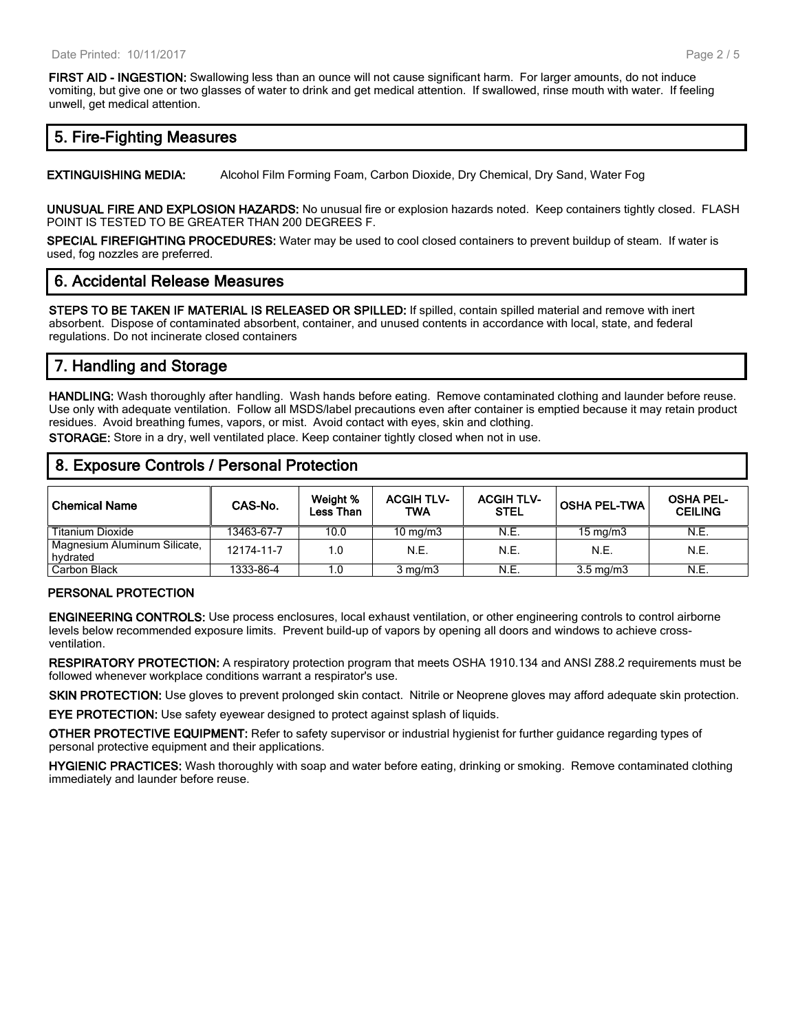**FIRST AID - INGESTION:** Swallowing less than an ounce will not cause significant harm. For larger amounts, do not induce vomiting, but give one or two glasses of water to drink and get medical attention. If swallowed, rinse mouth with water. If feeling unwell, get medical attention.

## 5. Fire-Fighting Measures

**EXTINGUISHING MEDIA:** Alcohol Film Forming Foam, Carbon Dioxide, Dry Chemical, Dry Sand, Water Fog

**UNUSUAL FIRE AND EXPLOSION HAZARDS:** No unusual fire or explosion hazards noted. Keep containers tightly closed. FLASH POINT IS TESTED TO BE GREATER THAN 200 DEGREES F.

**SPECIAL FIREFIGHTING PROCEDURES:** Water may be used to cool closed containers to prevent buildup of steam. If water is used, fog nozzles are preferred.

## 6. Accidental Release Measures

**STEPS TO BE TAKEN IF MATERIAL IS RELEASED OR SPILLED:** If spilled, contain spilled material and remove with inert absorbent. Dispose of contaminated absorbent, container, and unused contents in accordance with local, state, and federal regulations. Do not incinerate closed containers

## 7. Handling and Storage

**HANDLING:** Wash thoroughly after handling. Wash hands before eating. Remove contaminated clothing and launder before reuse. Use only with adequate ventilation. Follow all MSDS/label precautions even after container is emptied because it may retain product residues. Avoid breathing fumes, vapors, or mist. Avoid contact with eyes, skin and clothing.

**STORAGE:** Store in a dry, well ventilated place. Keep container tightly closed when not in use.

## 8. Exposure Controls / Personal Protection

| Chemical Name | CAS-No. | Weight % Less Than | ACGIH TLV-TWA | ACGIH TLV-STEL | OSHA PEL-TWA | OSHA PEL-CEILING |
|---|---|---|---|---|---|---|
| Titanium Dioxide | 13463-67-7 | 10.0 | 10 mg/m3 | N.E. | 15 mg/m3 | N.E. |
| Magnesium Aluminum Silicate, hydrated | 12174-11-7 | 1.0 | N.E. | N.E. | N.E. | N.E. |
| Carbon Black | 1333-86-4 | 1.0 | 3 mg/m3 | N.E. | 3.5 mg/m3 | N.E. |

### PERSONAL PROTECTION

**ENGINEERING CONTROLS:** Use process enclosures, local exhaust ventilation, or other engineering controls to control airborne levels below recommended exposure limits. Prevent build-up of vapors by opening all doors and windows to achieve cross-ventilation.

**RESPIRATORY PROTECTION:** A respiratory protection program that meets OSHA 1910.134 and ANSI Z88.2 requirements must be followed whenever workplace conditions warrant a respirator's use.

**SKIN PROTECTION:** Use gloves to prevent prolonged skin contact. Nitrile or Neoprene gloves may afford adequate skin protection.

**EYE PROTECTION:** Use safety eyewear designed to protect against splash of liquids.

**OTHER PROTECTIVE EQUIPMENT:** Refer to safety supervisor or industrial hygienist for further guidance regarding types of personal protective equipment and their applications.

**HYGIENIC PRACTICES:** Wash thoroughly with soap and water before eating, drinking or smoking. Remove contaminated clothing immediately and launder before reuse.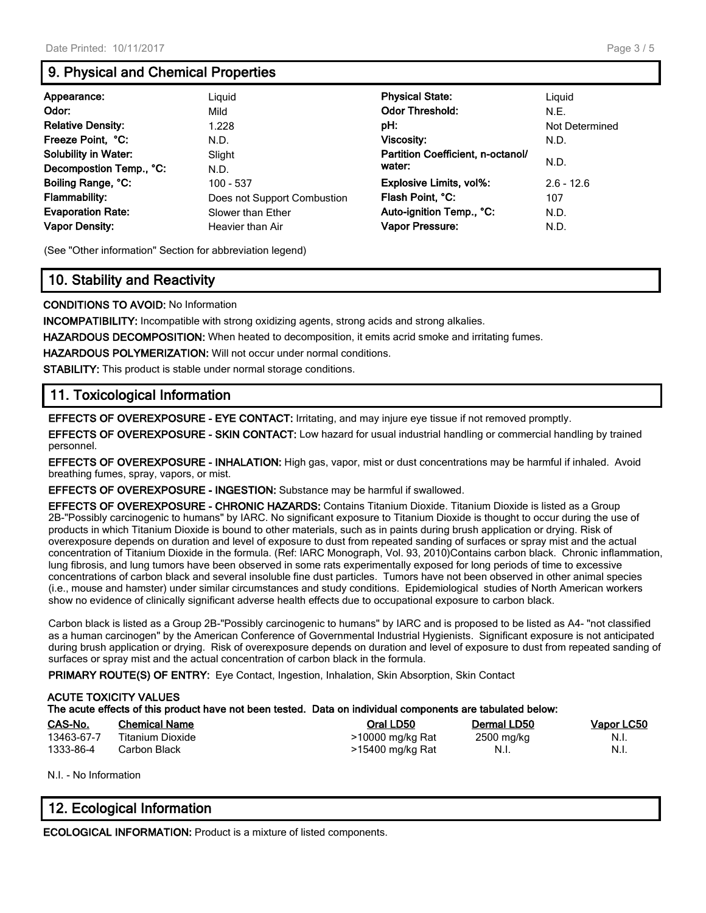## 9. Physical and Chemical Properties

| | | | |
|---|---|---|---|
| **Appearance:** | Liquid | **Physical State:** | Liquid |
| **Odor:** | Mild | **Odor Threshold:** | N.E. |
| **Relative Density:** | 1.228 | **pH:** | Not Determined |
| **Freeze Point, °C:** | N.D. | **Viscosity:** | N.D. |
| **Solubility in Water:** | Slight | **Partition Coefficient, n-octanol/ water:** | N.D. |
| **Decompostion Temp., °C:** | N.D. | | |
| **Boiling Range, °C:** | 100 - 537 | **Explosive Limits, vol%:** | 2.6 - 12.6 |
| **Flammability:** | Does not Support Combustion | **Flash Point, °C:** | 107 |
| **Evaporation Rate:** | Slower than Ether | **Auto-ignition Temp., °C:** | N.D. |
| **Vapor Density:** | Heavier than Air | **Vapor Pressure:** | N.D. |

(See "Other information" Section for abbreviation legend)

## 10. Stability and Reactivity

**CONDITIONS TO AVOID:** No Information

**INCOMPATIBILITY:** Incompatible with strong oxidizing agents, strong acids and strong alkalies.

**HAZARDOUS DECOMPOSITION:** When heated to decomposition, it emits acrid smoke and irritating fumes.

**HAZARDOUS POLYMERIZATION:** Will not occur under normal conditions.

**STABILITY:** This product is stable under normal storage conditions.

## 11. Toxicological Information

**EFFECTS OF OVEREXPOSURE - EYE CONTACT:** Irritating, and may injure eye tissue if not removed promptly.

**EFFECTS OF OVEREXPOSURE - SKIN CONTACT:** Low hazard for usual industrial handling or commercial handling by trained personnel.

**EFFECTS OF OVEREXPOSURE - INHALATION:** High gas, vapor, mist or dust concentrations may be harmful if inhaled. Avoid breathing fumes, spray, vapors, or mist.

**EFFECTS OF OVEREXPOSURE - INGESTION:** Substance may be harmful if swallowed.

**EFFECTS OF OVEREXPOSURE - CHRONIC HAZARDS:** Contains Titanium Dioxide. Titanium Dioxide is listed as a Group 2B-"Possibly carcinogenic to humans" by IARC. No significant exposure to Titanium Dioxide is thought to occur during the use of products in which Titanium Dioxide is bound to other materials, such as in paints during brush application or drying. Risk of overexposure depends on duration and level of exposure to dust from repeated sanding of surfaces or spray mist and the actual concentration of Titanium Dioxide in the formula. (Ref: IARC Monograph, Vol. 93, 2010)Contains carbon black. Chronic inflammation, lung fibrosis, and lung tumors have been observed in some rats experimentally exposed for long periods of time to excessive concentrations of carbon black and several insoluble fine dust particles. Tumors have not been observed in other animal species (i.e., mouse and hamster) under similar circumstances and study conditions. Epidemiological studies of North American workers show no evidence of clinically significant adverse health effects due to occupational exposure to carbon black.

Carbon black is listed as a Group 2B-"Possibly carcinogenic to humans" by IARC and is proposed to be listed as A4- "not classified as a human carcinogen" by the American Conference of Governmental Industrial Hygienists. Significant exposure is not anticipated during brush application or drying. Risk of overexposure depends on duration and level of exposure to dust from repeated sanding of surfaces or spray mist and the actual concentration of carbon black in the formula.

**PRIMARY ROUTE(S) OF ENTRY:** Eye Contact, Ingestion, Inhalation, Skin Absorption, Skin Contact

**ACUTE TOXICITY VALUES**

**The acute effects of this product have not been tested. Data on individual components are tabulated below:**

| CAS-No. | Chemical Name | Oral LD50 | Dermal LD50 | Vapor LC50 |
|---|---|---|---|---|
| 13463-67-7 | Titanium Dioxide | >10000 mg/kg Rat | 2500 mg/kg | N.I. |
| 1333-86-4 | Carbon Black | >15400 mg/kg Rat | N.I. | N.I. |

N.I. - No Information

## 12. Ecological Information

**ECOLOGICAL INFORMATION:** Product is a mixture of listed components.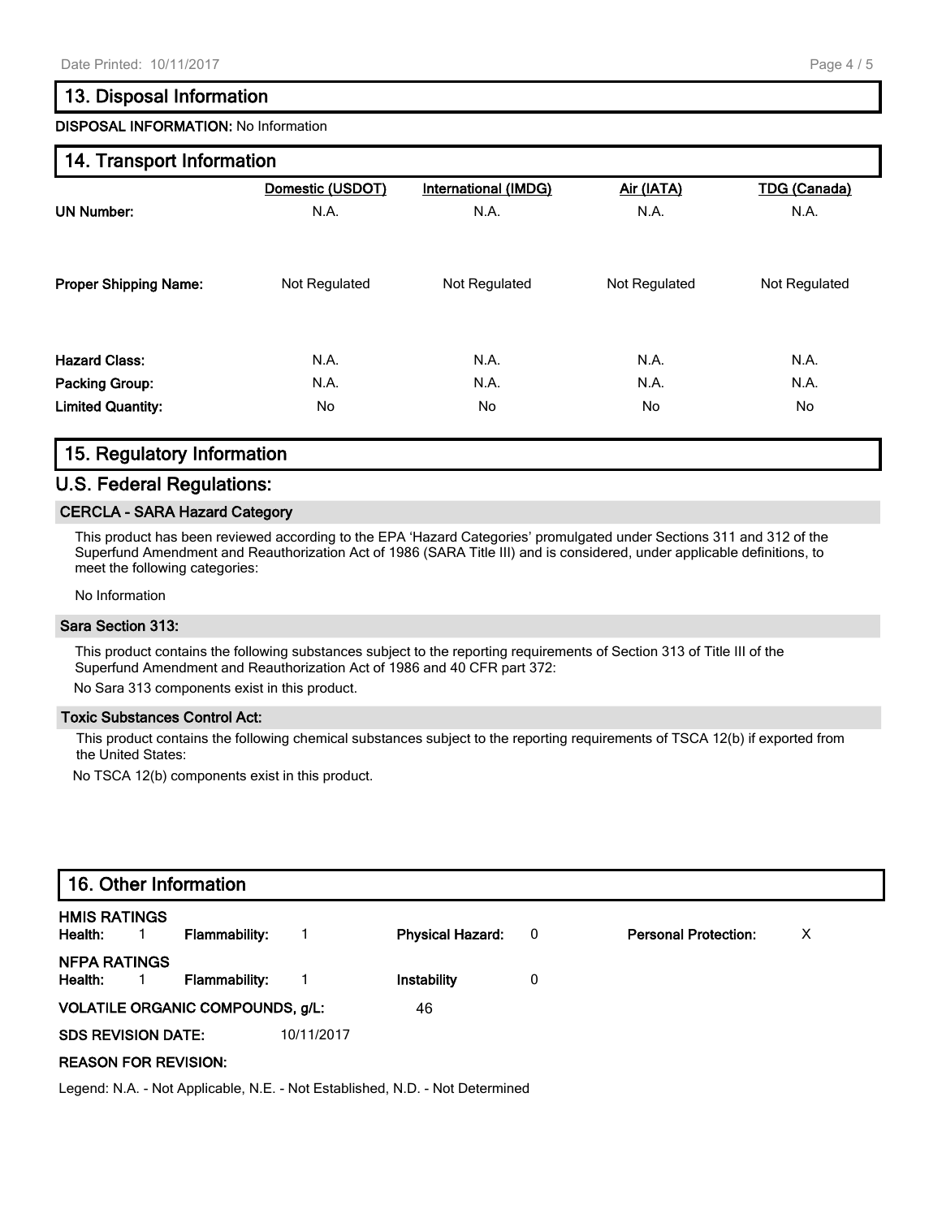## 13. Disposal Information

**DISPOSAL INFORMATION:** No Information

## 14. Transport Information

| | Domestic (USDOT) | International (IMDG) | Air (IATA) | TDG (Canada) |
|---|---|---|---|---|
| **UN Number:** | N.A. | N.A. | N.A. | N.A. |
| **Proper Shipping Name:** | Not Regulated | Not Regulated | Not Regulated | Not Regulated |
| **Hazard Class:** | N.A. | N.A. | N.A. | N.A. |
| **Packing Group:** | N.A. | N.A. | N.A. | N.A. |
| **Limited Quantity:** | No | No | No | No |

## 15. Regulatory Information

### U.S. Federal Regulations:

#### CERCLA - SARA Hazard Category

This product has been reviewed according to the EPA 'Hazard Categories' promulgated under Sections 311 and 312 of the Superfund Amendment and Reauthorization Act of 1986 (SARA Title III) and is considered, under applicable definitions, to meet the following categories:

No Information

#### Sara Section 313:

This product contains the following substances subject to the reporting requirements of Section 313 of Title III of the Superfund Amendment and Reauthorization Act of 1986 and 40 CFR part 372:

No Sara 313 components exist in this product.

#### Toxic Substances Control Act:

This product contains the following chemical substances subject to the reporting requirements of TSCA 12(b) if exported from the United States:

No TSCA 12(b) components exist in this product.

## 16. Other Information

**HMIS RATINGS**

**Health:** 1 **Flammability:** 1 **Physical Hazard:** 0 **Personal Protection:** X

**NFPA RATINGS**

**Health:** 1 **Flammability:** 1 **Instability** 0

**VOLATILE ORGANIC COMPOUNDS, g/L:** 46

**SDS REVISION DATE:** 10/11/2017

**REASON FOR REVISION:**

Legend: N.A. - Not Applicable, N.E. - Not Established, N.D. - Not Determined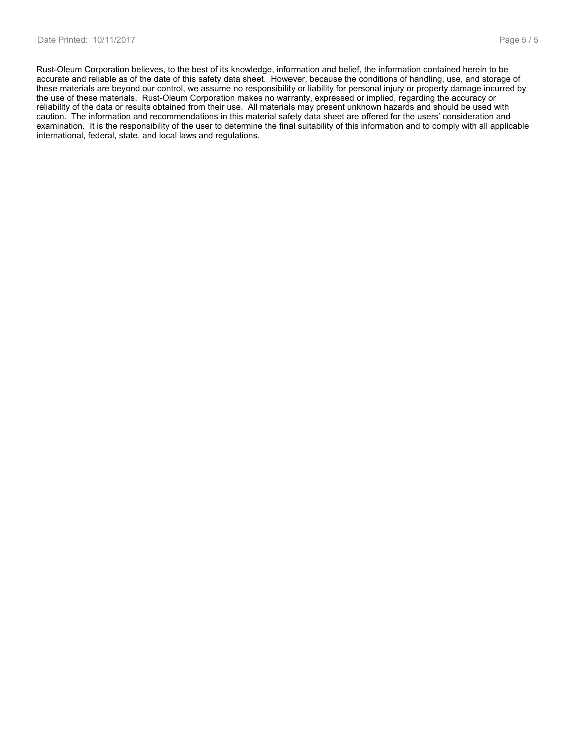Rust-Oleum Corporation believes, to the best of its knowledge, information and belief, the information contained herein to be accurate and reliable as of the date of this safety data sheet. However, because the conditions of handling, use, and storage of these materials are beyond our control, we assume no responsibility or liability for personal injury or property damage incurred by the use of these materials. Rust-Oleum Corporation makes no warranty, expressed or implied, regarding the accuracy or reliability of the data or results obtained from their use. All materials may present unknown hazards and should be used with caution. The information and recommendations in this material safety data sheet are offered for the users' consideration and examination. It is the responsibility of the user to determine the final suitability of this information and to comply with all applicable international, federal, state, and local laws and regulations.